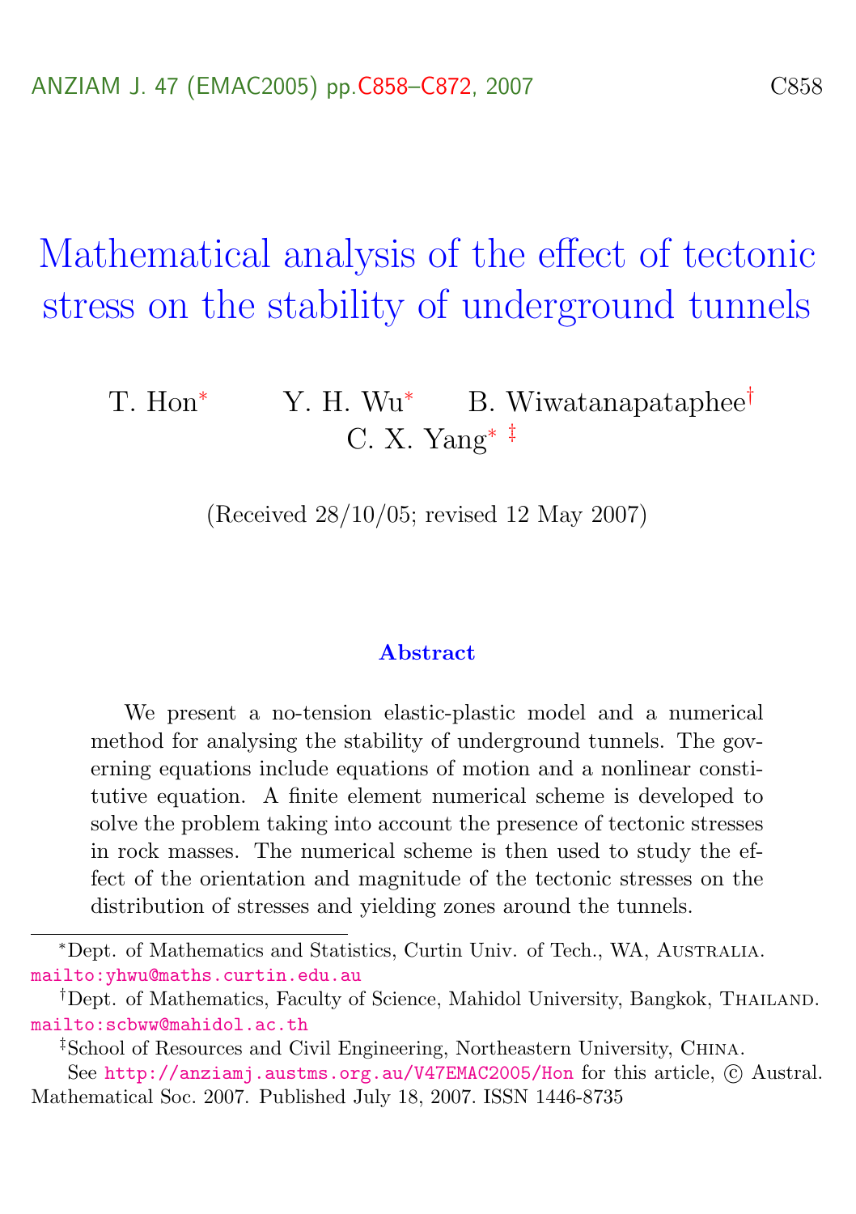# Mathematical analysis of the effect of tectonic stress on the stability of underground tunnels

T. Hon[*] Y. H. Wu[*] B. Wiwatanapataphee[†] C. X. Yang[*] [‡]

(Received 28/10/05; revised 12 May 2007)

### Abstract

We present a no-tension elastic-plastic model and a numerical method for analysing the stability of underground tunnels. The governing equations include equations of motion and a nonlinear constitutive equation. A finite element numerical scheme is developed to solve the problem taking into account the presence of tectonic stresses in rock masses. The numerical scheme is then used to study the effect of the orientation and magnitude of the tectonic stresses on the distribution of stresses and yielding zones around the tunnels.

---

[*]Dept. of Mathematics and Statistics, Curtin Univ. of Tech., WA, Australia. mailto:yhwu@maths.curtin.edu.au

[†]Dept. of Mathematics, Faculty of Science, Mahidol University, Bangkok, Thailand. mailto:scbww@mahidol.ac.th

[‡]School of Resources and Civil Engineering, Northeastern University, China.

See http://anziamj.austms.org.au/V47EMAC2005/Hon for this article, © Austral. Mathematical Soc. 2007. Published July 18, 2007. ISSN 1446-8735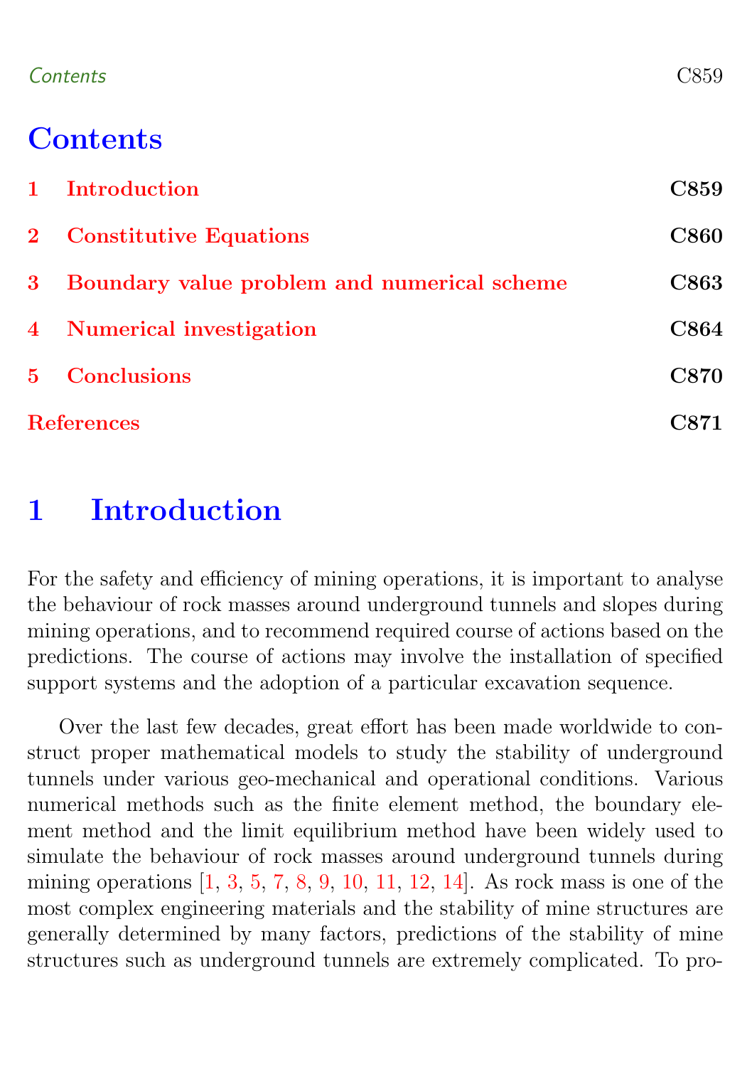# Contents

| | | |
|---|---|---|
| **1** | **Introduction** | **C859** |
| **2** | **Constitutive Equations** | **C860** |
| **3** | **Boundary value problem and numerical scheme** | **C863** |
| **4** | **Numerical investigation** | **C864** |
| **5** | **Conclusions** | **C870** |
| **References** | | **C871** |

# 1 Introduction

For the safety and efficiency of mining operations, it is important to analyse the behaviour of rock masses around underground tunnels and slopes during mining operations, and to recommend required course of actions based on the predictions. The course of actions may involve the installation of specified support systems and the adoption of a particular excavation sequence.

Over the last few decades, great effort has been made worldwide to construct proper mathematical models to study the stability of underground tunnels under various geo-mechanical and operational conditions. Various numerical methods such as the finite element method, the boundary element method and the limit equilibrium method have been widely used to simulate the behaviour of rock masses around underground tunnels during mining operations [1, 3, 5, 7, 8, 9, 10, 11, 12, 14]. As rock mass is one of the most complex engineering materials and the stability of mine structures are generally determined by many factors, predictions of the stability of mine structures such as underground tunnels are extremely complicated. To pro-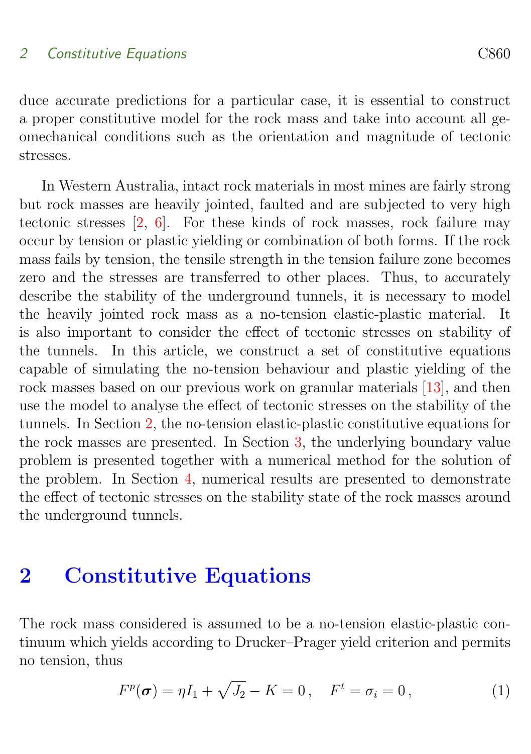duce accurate predictions for a particular case, it is essential to construct a proper constitutive model for the rock mass and take into account all geomechanical conditions such as the orientation and magnitude of tectonic stresses.

In Western Australia, intact rock materials in most mines are fairly strong but rock masses are heavily jointed, faulted and are subjected to very high tectonic stresses [2, 6]. For these kinds of rock masses, rock failure may occur by tension or plastic yielding or combination of both forms. If the rock mass fails by tension, the tensile strength in the tension failure zone becomes zero and the stresses are transferred to other places. Thus, to accurately describe the stability of the underground tunnels, it is necessary to model the heavily jointed rock mass as a no-tension elastic-plastic material. It is also important to consider the effect of tectonic stresses on stability of the tunnels. In this article, we construct a set of constitutive equations capable of simulating the no-tension behaviour and plastic yielding of the rock masses based on our previous work on granular materials [13], and then use the model to analyse the effect of tectonic stresses on the stability of the tunnels. In Section 2, the no-tension elastic-plastic constitutive equations for the rock masses are presented. In Section 3, the underlying boundary value problem is presented together with a numerical method for the solution of the problem. In Section 4, numerical results are presented to demonstrate the effect of tectonic stresses on the stability state of the rock masses around the underground tunnels.

## 2 Constitutive Equations

The rock mass considered is assumed to be a no-tension elastic-plastic continuum which yields according to Drucker–Prager yield criterion and permits no tension, thus

$$F^p(\boldsymbol{\sigma}) = \eta I_1 + \sqrt{J_2} - K = 0\,, \quad F^t = \sigma_i = 0\,, \tag{1}$$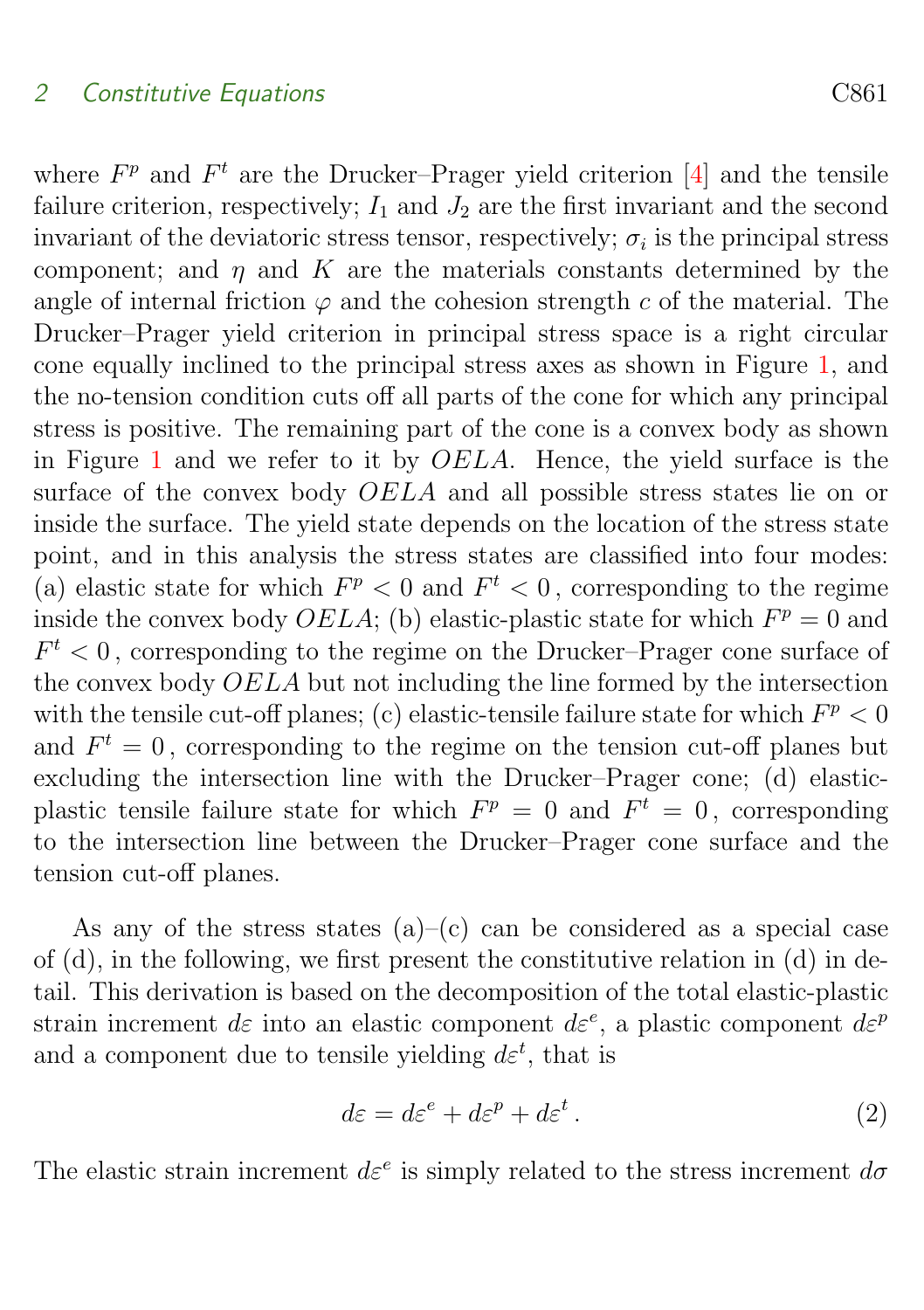where $F^p$ and $F^t$ are the Drucker–Prager yield criterion [4] and the tensile failure criterion, respectively; $I_1$ and $J_2$ are the first invariant and the second invariant of the deviatoric stress tensor, respectively; $\sigma_i$ is the principal stress component; and $\eta$ and $K$ are the materials constants determined by the angle of internal friction $\varphi$ and the cohesion strength $c$ of the material. The Drucker–Prager yield criterion in principal stress space is a right circular cone equally inclined to the principal stress axes as shown in Figure 1, and the no-tension condition cuts off all parts of the cone for which any principal stress is positive. The remaining part of the cone is a convex body as shown in Figure 1 and we refer to it by $OELA$. Hence, the yield surface is the surface of the convex body $OELA$ and all possible stress states lie on or inside the surface. The yield state depends on the location of the stress state point, and in this analysis the stress states are classified into four modes: (a) elastic state for which $F^p < 0$ and $F^t < 0$, corresponding to the regime inside the convex body $OELA$; (b) elastic-plastic state for which $F^p = 0$ and $F^t < 0$, corresponding to the regime on the Drucker–Prager cone surface of the convex body $OELA$ but not including the line formed by the intersection with the tensile cut-off planes; (c) elastic-tensile failure state for which $F^p < 0$ and $F^t = 0$, corresponding to the regime on the tension cut-off planes but excluding the intersection line with the Drucker–Prager cone; (d) elastic-plastic tensile failure state for which $F^p = 0$ and $F^t = 0$, corresponding to the intersection line between the Drucker–Prager cone surface and the tension cut-off planes.

As any of the stress states (a)–(c) can be considered as a special case of (d), in the following, we first present the constitutive relation in (d) in detail. This derivation is based on the decomposition of the total elastic-plastic strain increment $d\varepsilon$ into an elastic component $d\varepsilon^e$, a plastic component $d\varepsilon^p$ and a component due to tensile yielding $d\varepsilon^t$, that is

$$d\varepsilon = d\varepsilon^e + d\varepsilon^p + d\varepsilon^t \,. \tag{2}$$

The elastic strain increment $d\varepsilon^e$ is simply related to the stress increment $d\sigma$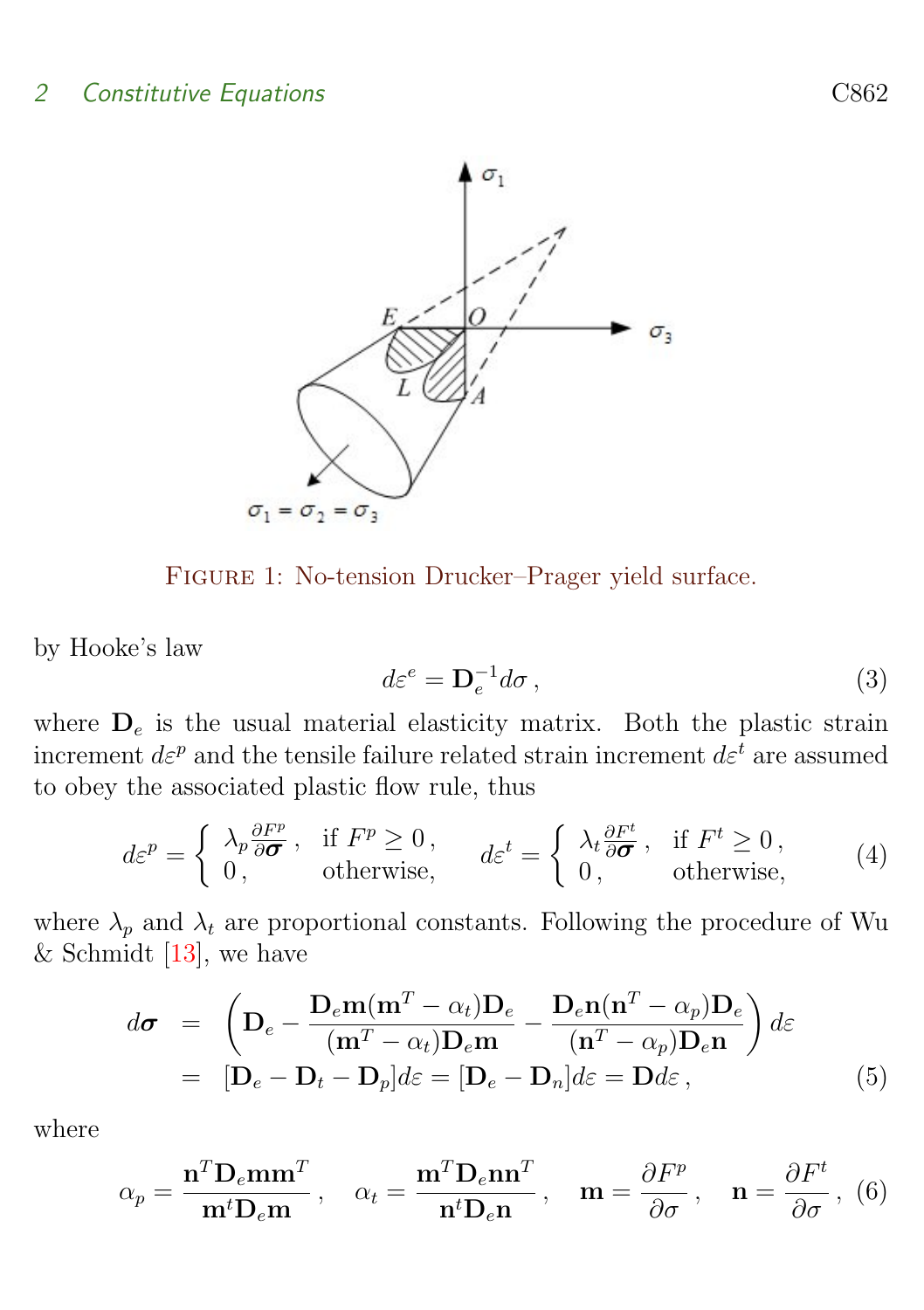FIGURE 1: No-tension Drucker–Prager yield surface.

by Hooke's law

$$d\varepsilon^e = \mathbf{D}_e^{-1} d\sigma \,, \tag{3}$$

where $\mathbf{D}_e$ is the usual material elasticity matrix. Both the plastic strain increment $d\varepsilon^p$ and the tensile failure related strain increment $d\varepsilon^t$ are assumed to obey the associated plastic flow rule, thus

$$d\varepsilon^p = \begin{cases} \lambda_p \frac{\partial F^p}{\partial \boldsymbol{\sigma}} \,, & \text{if } F^p \geq 0 \,, \\ 0 \,, & \text{otherwise,} \end{cases} \qquad d\varepsilon^t = \begin{cases} \lambda_t \frac{\partial F^t}{\partial \boldsymbol{\sigma}} \,, & \text{if } F^t \geq 0 \,, \\ 0 \,, & \text{otherwise,} \end{cases} \tag{4}$$

where $\lambda_p$ and $\lambda_t$ are proportional constants. Following the procedure of Wu & Schmidt [13], we have

$$\begin{aligned} d\boldsymbol{\sigma} &= \left( \mathbf{D}_e - \frac{\mathbf{D}_e \mathbf{m} (\mathbf{m}^T - \alpha_t) \mathbf{D}_e}{(\mathbf{m}^T - \alpha_t) \mathbf{D}_e \mathbf{m}} - \frac{\mathbf{D}_e \mathbf{n} (\mathbf{n}^T - \alpha_p) \mathbf{D}_e}{(\mathbf{n}^T - \alpha_p) \mathbf{D}_e \mathbf{n}} \right) d\varepsilon \\ &= [\mathbf{D}_e - \mathbf{D}_t - \mathbf{D}_p] d\varepsilon = [\mathbf{D}_e - \mathbf{D}_n] d\varepsilon = \mathbf{D} d\varepsilon \,, \end{aligned} \tag{5}$$

where

$$\alpha_p = \frac{\mathbf{n}^T \mathbf{D}_e \mathbf{m} \mathbf{m}^T}{\mathbf{m}^t \mathbf{D}_e \mathbf{m}} \,, \quad \alpha_t = \frac{\mathbf{m}^T \mathbf{D}_e \mathbf{n} \mathbf{n}^T}{\mathbf{n}^t \mathbf{D}_e \mathbf{n}} \,, \quad \mathbf{m} = \frac{\partial F^p}{\partial \sigma} \,, \quad \mathbf{n} = \frac{\partial F^t}{\partial \sigma} \,, \tag{6}$$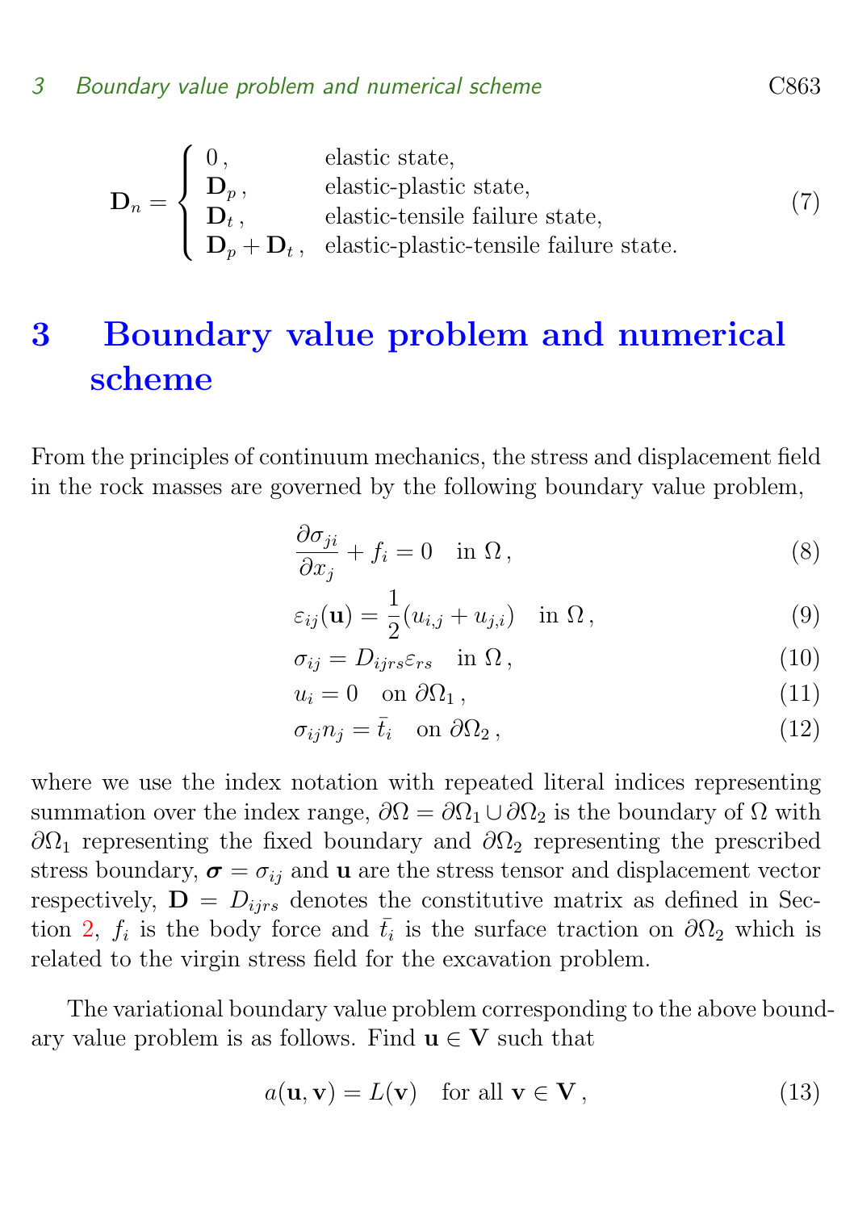$$
\mathbf{D}_n = \begin{cases} 0\,, & \text{elastic state,} \\ \mathbf{D}_p\,, & \text{elastic-plastic state,} \\ \mathbf{D}_t\,, & \text{elastic-tensile failure state,} \\ \mathbf{D}_p + \mathbf{D}_t\,, & \text{elastic-plastic-tensile failure state.} \end{cases} \tag{7}
$$

# 3 Boundary value problem and numerical scheme

From the principles of continuum mechanics, the stress and displacement field in the rock masses are governed by the following boundary value problem,

$$
\frac{\partial \sigma_{ji}}{\partial x_j} + f_i = 0 \quad \text{in } \Omega\,, \tag{8}
$$

$$
\varepsilon_{ij}(\mathbf{u}) = \frac{1}{2}(u_{i,j} + u_{j,i}) \quad \text{in } \Omega\,, \tag{9}
$$

$$
\sigma_{ij} = D_{ijrs}\varepsilon_{rs} \quad \text{in } \Omega\,, \tag{10}
$$

$$
u_i = 0 \quad \text{on } \partial\Omega_1\,, \tag{11}
$$

$$
\sigma_{ij} n_j = \bar{t}_i \quad \text{on } \partial\Omega_2\,, \tag{12}
$$

where we use the index notation with repeated literal indices representing summation over the index range, $\partial\Omega = \partial\Omega_1 \cup \partial\Omega_2$ is the boundary of $\Omega$ with $\partial\Omega_1$ representing the fixed boundary and $\partial\Omega_2$ representing the prescribed stress boundary, $\boldsymbol{\sigma} = \sigma_{ij}$ and $\mathbf{u}$ are the stress tensor and displacement vector respectively, $\mathbf{D} = D_{ijrs}$ denotes the constitutive matrix as defined in Section 2, $f_i$ is the body force and $\bar{t}_i$ is the surface traction on $\partial\Omega_2$ which is related to the virgin stress field for the excavation problem.

The variational boundary value problem corresponding to the above boundary value problem is as follows. Find $\mathbf{u} \in \mathbf{V}$ such that

$$
a(\mathbf{u}, \mathbf{v}) = L(\mathbf{v}) \quad \text{for all } \mathbf{v} \in \mathbf{V}\,, \tag{13}
$$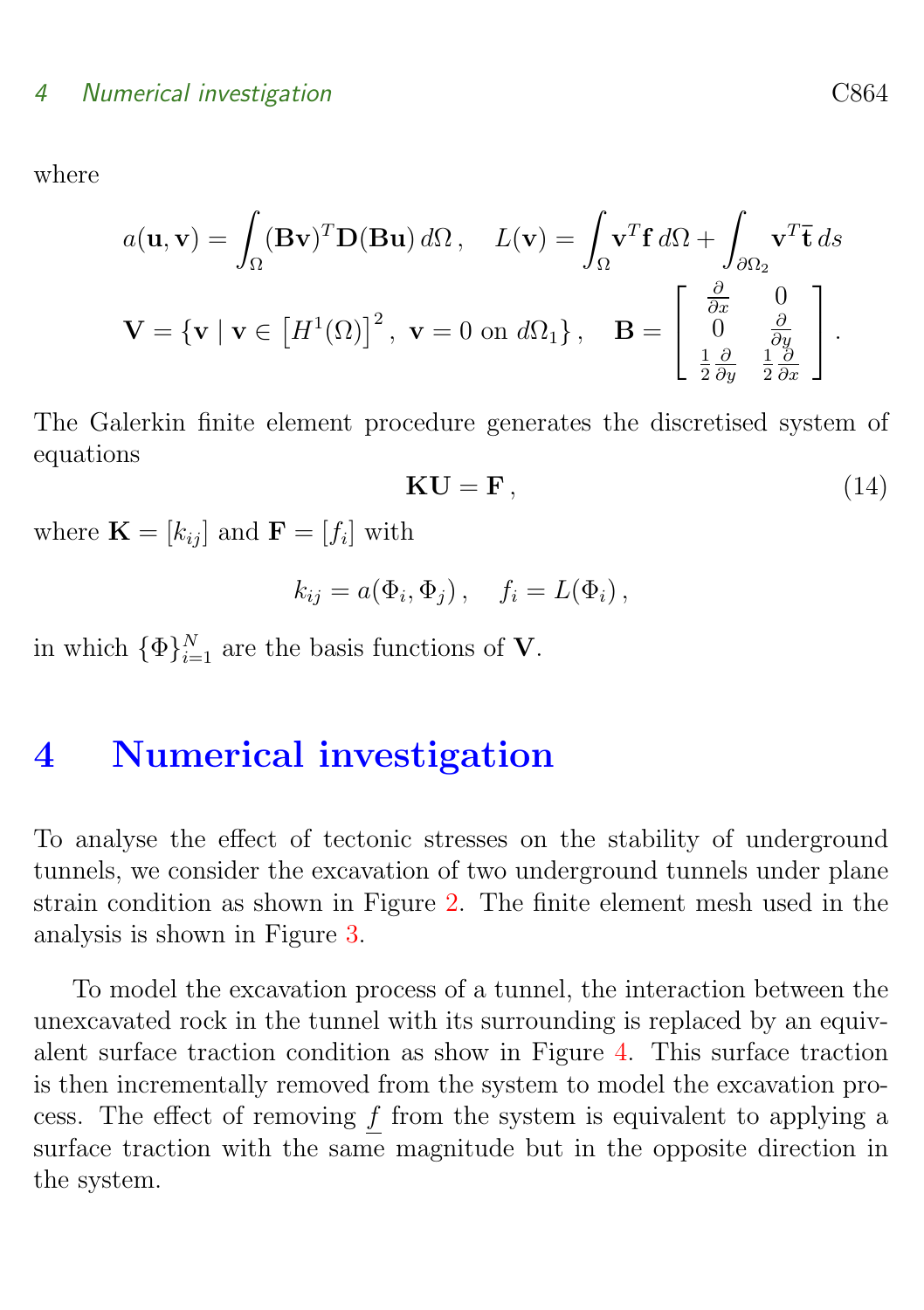where

$$a(\mathbf{u}, \mathbf{v}) = \int_{\Omega} (\mathbf{B}\mathbf{v})^T \mathbf{D} (\mathbf{B}\mathbf{u}) \, d\Omega \,, \quad L(\mathbf{v}) = \int_{\Omega} \mathbf{v}^T \mathbf{f} \, d\Omega + \int_{\partial\Omega_2} \mathbf{v}^T \bar{\mathbf{t}} \, ds$$

$$\mathbf{V} = \{ \mathbf{v} \mid \mathbf{v} \in \left[ H^1(\Omega) \right]^2, \ \mathbf{v} = 0 \text{ on } d\Omega_1 \} \,, \quad \mathbf{B} = \begin{bmatrix} \frac{\partial}{\partial x} & 0 \\ 0 & \frac{\partial}{\partial y} \\ \frac{1}{2}\frac{\partial}{\partial y} & \frac{1}{2}\frac{\partial}{\partial x} \end{bmatrix} .$$

The Galerkin finite element procedure generates the discretised system of equations

$$\mathbf{K}\mathbf{U} = \mathbf{F} \,, \tag{14}$$

where $\mathbf{K} = [k_{ij}]$ and $\mathbf{F} = [f_i]$ with

$$k_{ij} = a(\Phi_i, \Phi_j) \,, \quad f_i = L(\Phi_i) \,,$$

in which $\{\Phi\}_{i=1}^{N}$ are the basis functions of $\mathbf{V}$.

# 4 Numerical investigation

To analyse the effect of tectonic stresses on the stability of underground tunnels, we consider the excavation of two underground tunnels under plane strain condition as shown in Figure 2. The finite element mesh used in the analysis is shown in Figure 3.

To model the excavation process of a tunnel, the interaction between the unexcavated rock in the tunnel with its surrounding is replaced by an equivalent surface traction condition as show in Figure 4. This surface traction is then incrementally removed from the system to model the excavation process. The effect of removing $\underline{f}$ from the system is equivalent to applying a surface traction with the same magnitude but in the opposite direction in the system.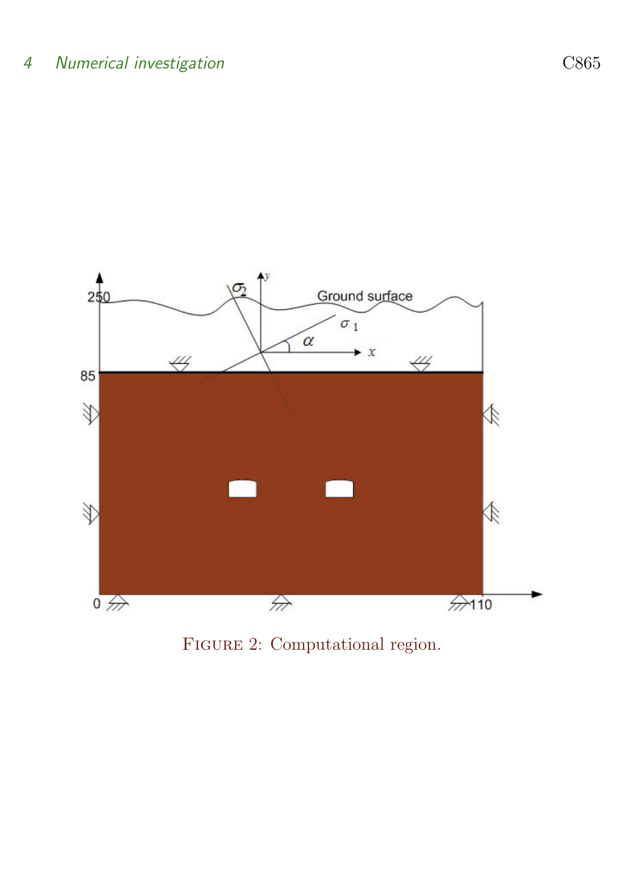Figure 2: Computational region.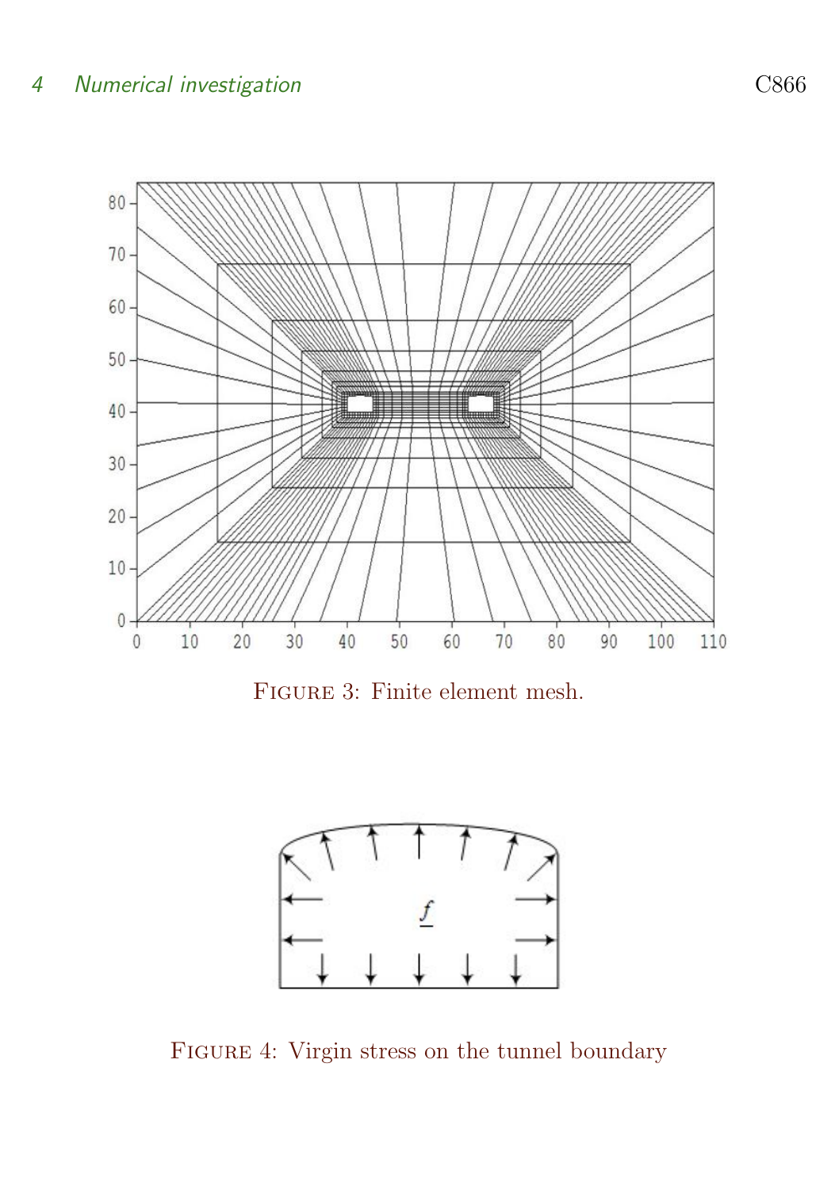FIGURE 3: Finite element mesh.

FIGURE 4: Virgin stress on the tunnel boundary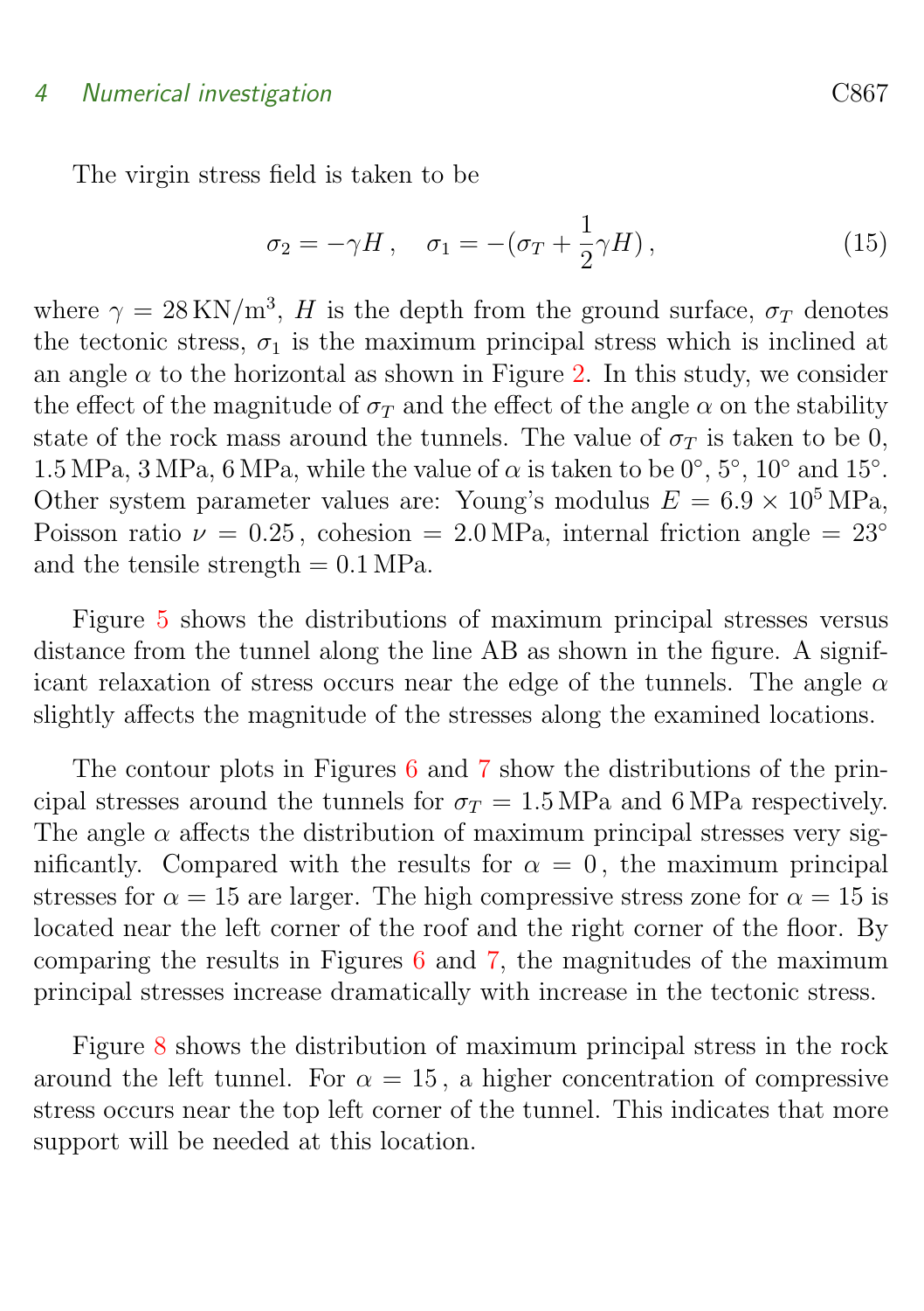The virgin stress field is taken to be

$$\sigma_2 = -\gamma H \,, \quad \sigma_1 = -(\sigma_T + \frac{1}{2}\gamma H) \,, \tag{15}$$

where $\gamma = 28\,\mathrm{KN/m^3}$, $H$ is the depth from the ground surface, $\sigma_T$ denotes the tectonic stress, $\sigma_1$ is the maximum principal stress which is inclined at an angle $\alpha$ to the horizontal as shown in Figure 2. In this study, we consider the effect of the magnitude of $\sigma_T$ and the effect of the angle $\alpha$ on the stability state of the rock mass around the tunnels. The value of $\sigma_T$ is taken to be 0, 1.5 MPa, 3 MPa, 6 MPa, while the value of $\alpha$ is taken to be $0°$, $5°$, $10°$ and $15°$. Other system parameter values are: Young's modulus $E = 6.9 \times 10^5\,\mathrm{MPa}$, Poisson ratio $\nu = 0.25$, cohesion $= 2.0\,\mathrm{MPa}$, internal friction angle $= 23°$ and the tensile strength $= 0.1\,\mathrm{MPa}$.

Figure 5 shows the distributions of maximum principal stresses versus distance from the tunnel along the line AB as shown in the figure. A significant relaxation of stress occurs near the edge of the tunnels. The angle $\alpha$ slightly affects the magnitude of the stresses along the examined locations.

The contour plots in Figures 6 and 7 show the distributions of the principal stresses around the tunnels for $\sigma_T = 1.5\,\mathrm{MPa}$ and 6 MPa respectively. The angle $\alpha$ affects the distribution of maximum principal stresses very significantly. Compared with the results for $\alpha = 0$, the maximum principal stresses for $\alpha = 15$ are larger. The high compressive stress zone for $\alpha = 15$ is located near the left corner of the roof and the right corner of the floor. By comparing the results in Figures 6 and 7, the magnitudes of the maximum principal stresses increase dramatically with increase in the tectonic stress.

Figure 8 shows the distribution of maximum principal stress in the rock around the left tunnel. For $\alpha = 15$, a higher concentration of compressive stress occurs near the top left corner of the tunnel. This indicates that more support will be needed at this location.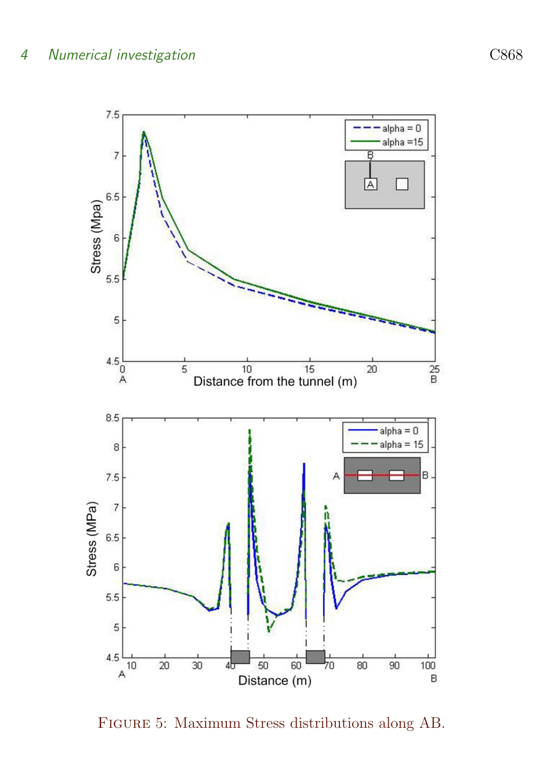Figure 5: Maximum Stress distributions along AB.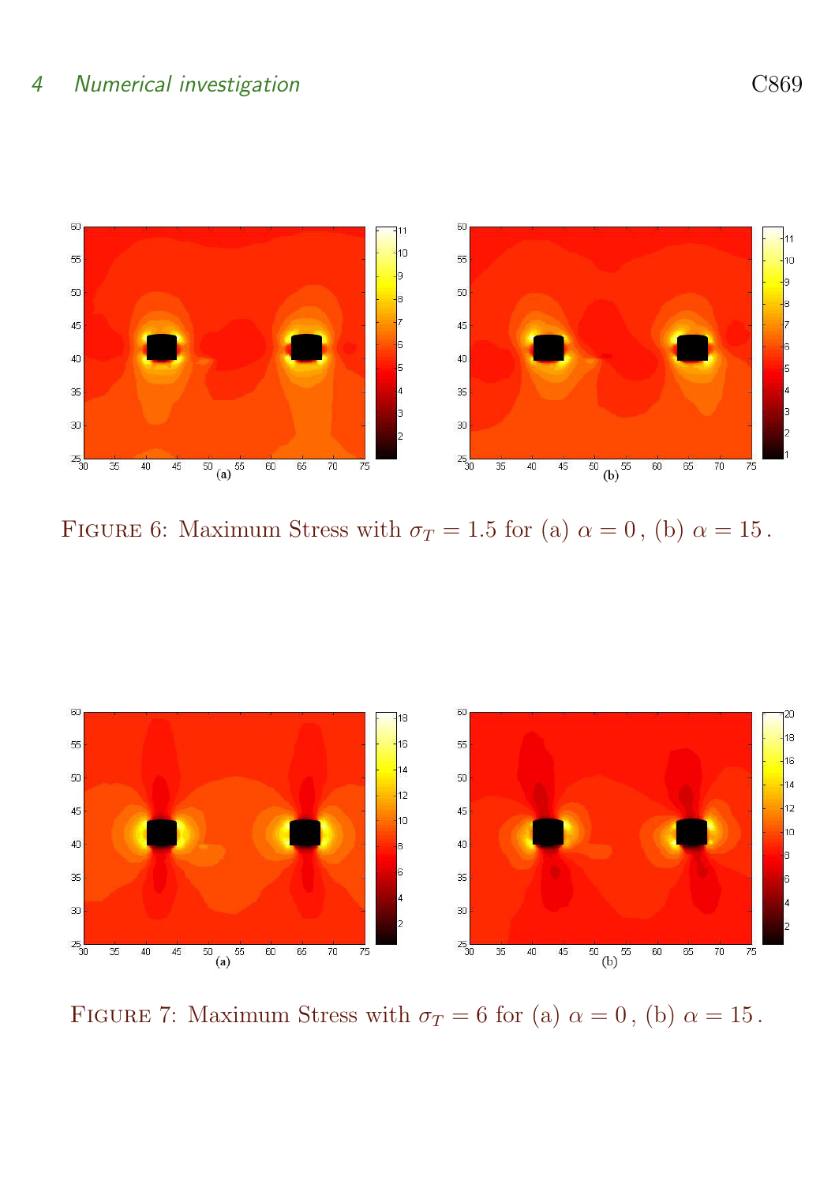FIGURE 6: Maximum Stress with $\sigma_T = 1.5$ for (a) $\alpha = 0$, (b) $\alpha = 15$.

FIGURE 7: Maximum Stress with $\sigma_T = 6$ for (a) $\alpha = 0$, (b) $\alpha = 15$.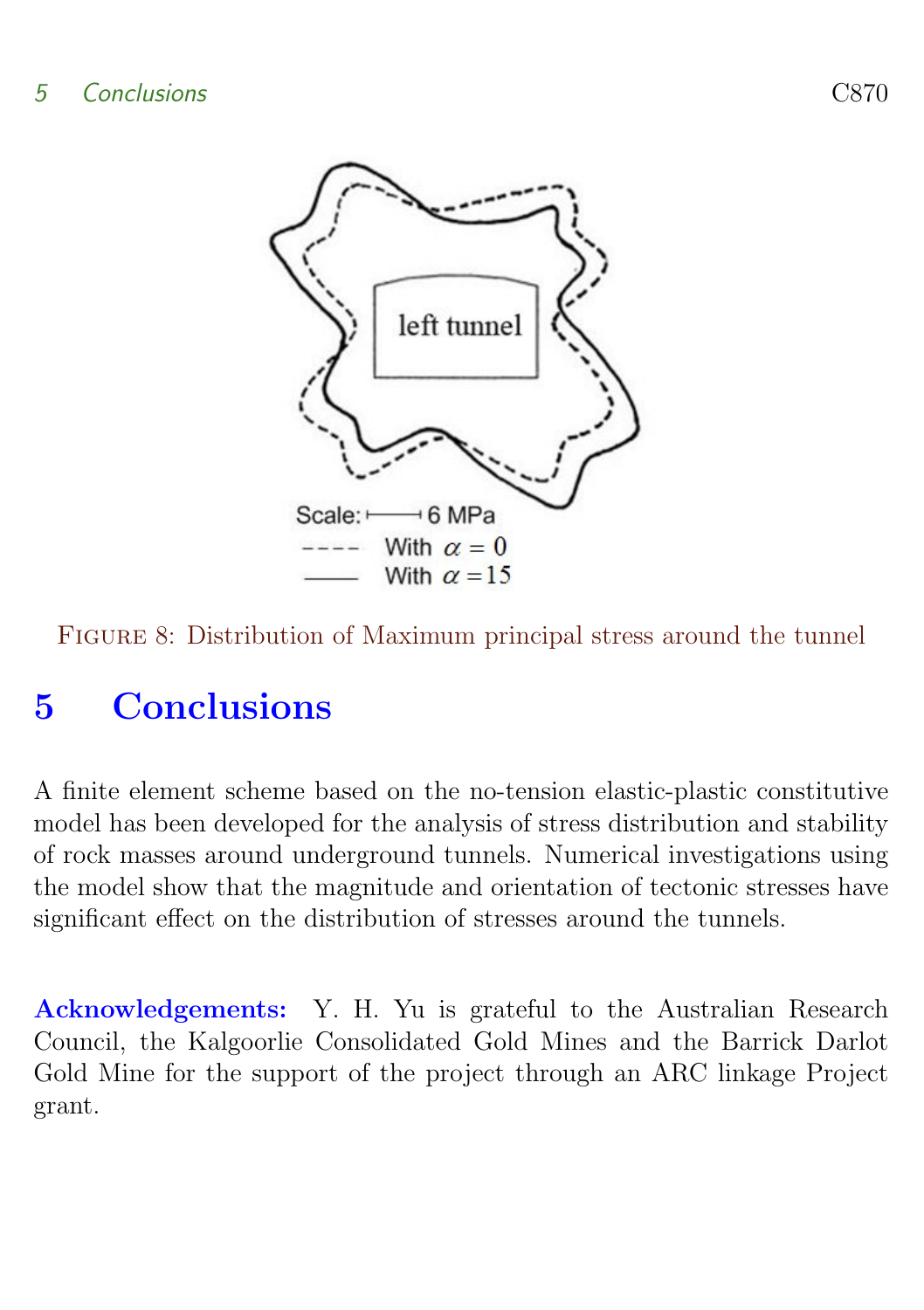Figure 8: Distribution of Maximum principal stress around the tunnel

## 5 Conclusions

A finite element scheme based on the no-tension elastic-plastic constitutive model has been developed for the analysis of stress distribution and stability of rock masses around underground tunnels. Numerical investigations using the model show that the magnitude and orientation of tectonic stresses have significant effect on the distribution of stresses around the tunnels.

**Acknowledgements:** Y. H. Yu is grateful to the Australian Research Council, the Kalgoorlie Consolidated Gold Mines and the Barrick Darlot Gold Mine for the support of the project through an ARC linkage Project grant.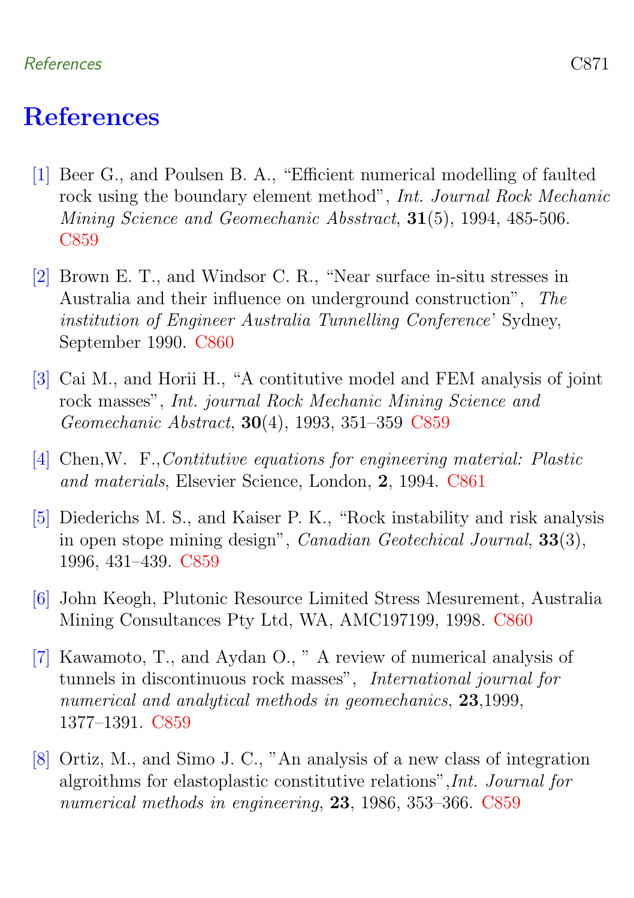# References

[1] Beer G., and Poulsen B. A., "Efficient numerical modelling of faulted rock using the boundary element method", *Int. Journal Rock Mechanic Mining Science and Geomechanic Absstract*, **31**(5), 1994, 485-506. C859

[2] Brown E. T., and Windsor C. R., "Near surface in-situ stresses in Australia and their influence on underground construction", *The institution of Engineer Australia Tunnelling Conference*' Sydney, September 1990. C860

[3] Cai M., and Horii H., "A contitutive model and FEM analysis of joint rock masses", *Int. journal Rock Mechanic Mining Science and Geomechanic Abstract*, **30**(4), 1993, 351–359 C859

[4] Chen,W. F.,*Contitutive equations for engineering material: Plastic and materials*, Elsevier Science, London, **2**, 1994. C861

[5] Diederichs M. S., and Kaiser P. K., "Rock instability and risk analysis in open stope mining design", *Canadian Geotechical Journal*, **33**(3), 1996, 431–439. C859

[6] John Keogh, Plutonic Resource Limited Stress Mesurement, Australia Mining Consultances Pty Ltd, WA, AMC197199, 1998. C860

[7] Kawamoto, T., and Aydan O., " A review of numerical analysis of tunnels in discontinuous rock masses", *International journal for numerical and analytical methods in geomechanics*, **23**,1999, 1377–1391. C859

[8] Ortiz, M., and Simo J. C., "An analysis of a new class of integration algroithms for elastoplastic constitutive relations",*Int. Journal for numerical methods in engineering*, **23**, 1986, 353–366. C859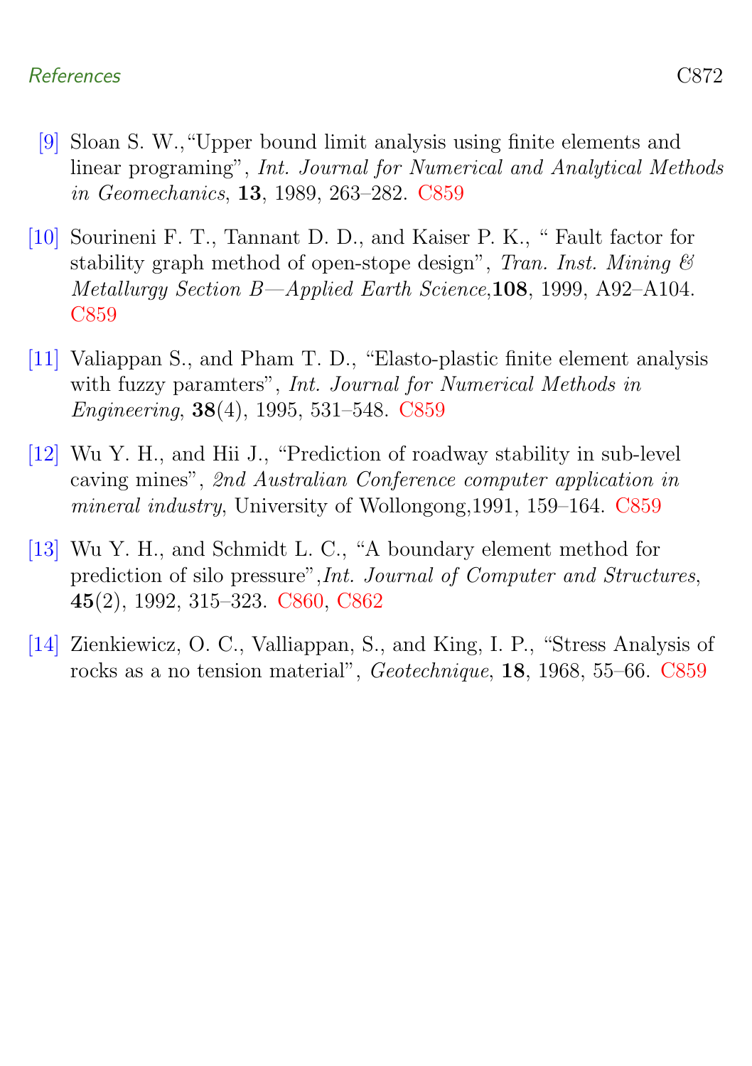[9] Sloan S. W.,"Upper bound limit analysis using finite elements and linear programing", *Int. Journal for Numerical and Analytical Methods in Geomechanics*, **13**, 1989, 263–282. C859

[10] Sourineni F. T., Tannant D. D., and Kaiser P. K., " Fault factor for stability graph method of open-stope design", *Tran. Inst. Mining & Metallurgy Section B—Applied Earth Science*,**108**, 1999, A92–A104. C859

[11] Valiappan S., and Pham T. D., "Elasto-plastic finite element analysis with fuzzy paramters", *Int. Journal for Numerical Methods in Engineering*, **38**(4), 1995, 531–548. C859

[12] Wu Y. H., and Hii J., "Prediction of roadway stability in sub-level caving mines", *2nd Australian Conference computer application in mineral industry*, University of Wollongong,1991, 159–164. C859

[13] Wu Y. H., and Schmidt L. C., "A boundary element method for prediction of silo pressure",*Int. Journal of Computer and Structures*, **45**(2), 1992, 315–323. C860, C862

[14] Zienkiewicz, O. C., Valliappan, S., and King, I. P., "Stress Analysis of rocks as a no tension material", *Geotechnique*, **18**, 1968, 55–66. C859